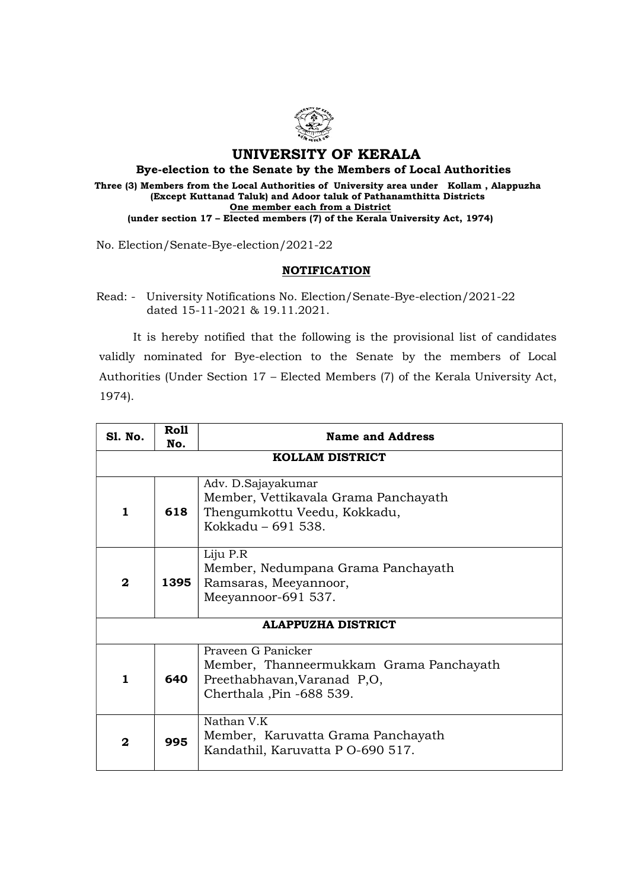# UNIVERSITY OF KERALA

**Bye-election to the Senate by the Members of Local Authorities**

**Three (3) Members from the Local Authorities of University area under Kollam , Alappuzha (Except Kuttanad Taluk) and Adoor taluk of Pathanamthitta Districts**
**One member each from a District**
**(under section 17 – Elected members (7) of the Kerala University Act, 1974)**

No. Election/Senate-Bye-election/2021-22

## NOTIFICATION

Read: - University Notifications No. Election/Senate-Bye-election/2021-22 dated 15-11-2021 & 19.11.2021.

It is hereby notified that the following is the provisional list of candidates validly nominated for Bye-election to the Senate by the members of Local Authorities (Under Section 17 – Elected Members (7) of the Kerala University Act, 1974).

| Sl. No. | Roll No. | Name and Address |
|---|---|---|
| | | **KOLLAM DISTRICT** |
| **1** | **618** | Adv. D.Sajayakumar<br>Member, Vettikavala Grama Panchayath<br>Thengumkottu Veedu, Kokkadu,<br>Kokkadu – 691 538. |
| **2** | **1395** | Liju P.R<br>Member, Nedumpana Grama Panchayath<br>Ramsaras, Meeyannoor,<br>Meeyannoor-691 537. |
| | | **ALAPPUZHA DISTRICT** |
| **1** | **640** | Praveen G Panicker<br>Member, Thanneermukkam Grama Panchayath<br>Preethabhavan,Varanad P,O,<br>Cherthala ,Pin -688 539. |
| **2** | **995** | Nathan V.K<br>Member, Karuvatta Grama Panchayath<br>Kandathil, Karuvatta P O-690 517. |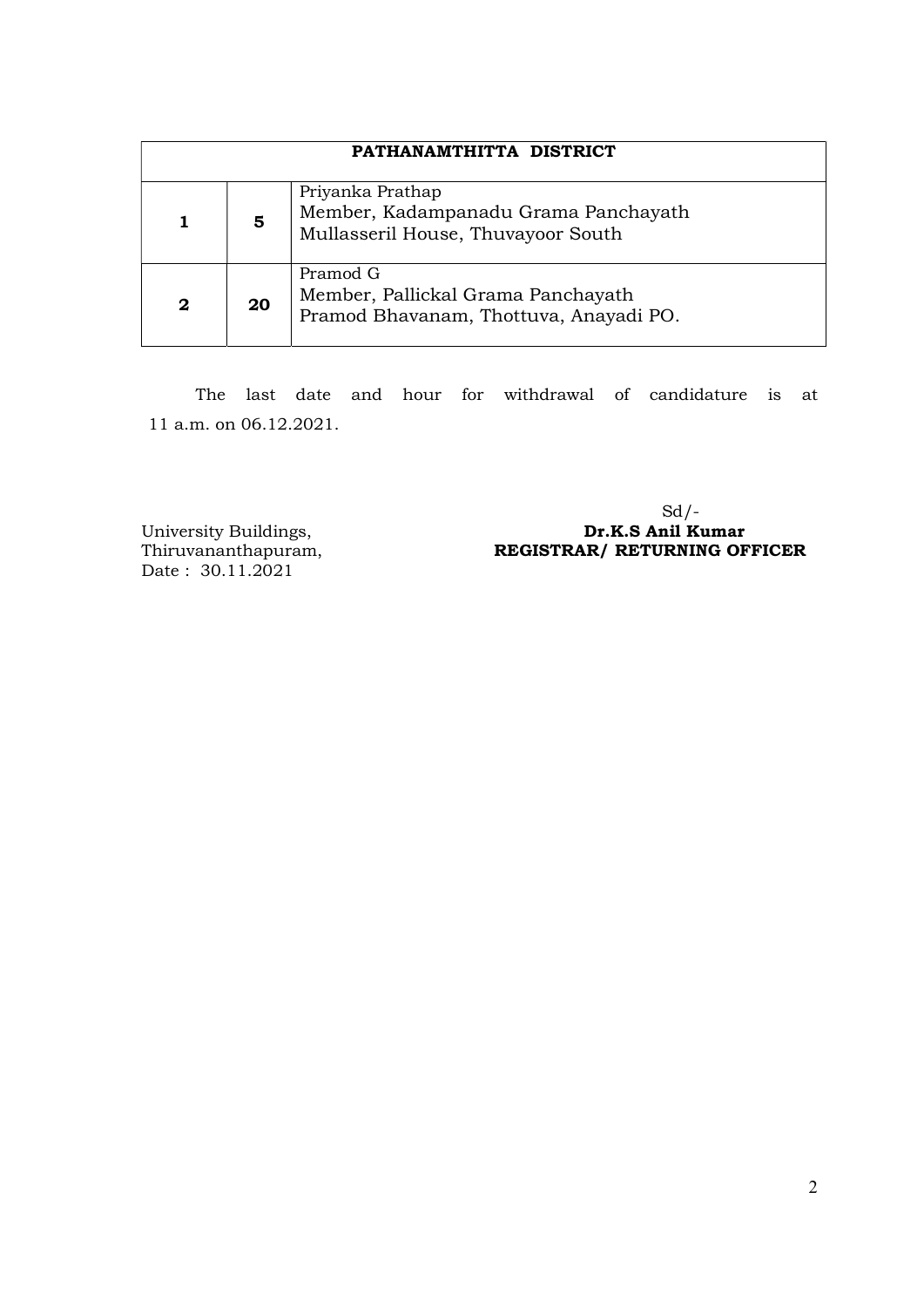| PATHANAMTHITTA DISTRICT | | |
|---|---|---|
| **1** | **5** | Priyanka Prathap<br>Member, Kadampanadu Grama Panchayath<br>Mullasseril House, Thuvayoor South |
| **2** | **20** | Pramod G<br>Member, Pallickal Grama Panchayath<br>Pramod Bhavanam, Thottuva, Anayadi PO. |

The last date and hour for withdrawal of candidature is at 11 a.m. on 06.12.2021.

University Buildings,
Thiruvananthapuram,
Date : 30.11.2021

Sd/-
**Dr.K.S Anil Kumar**
**REGISTRAR/ RETURNING OFFICER**